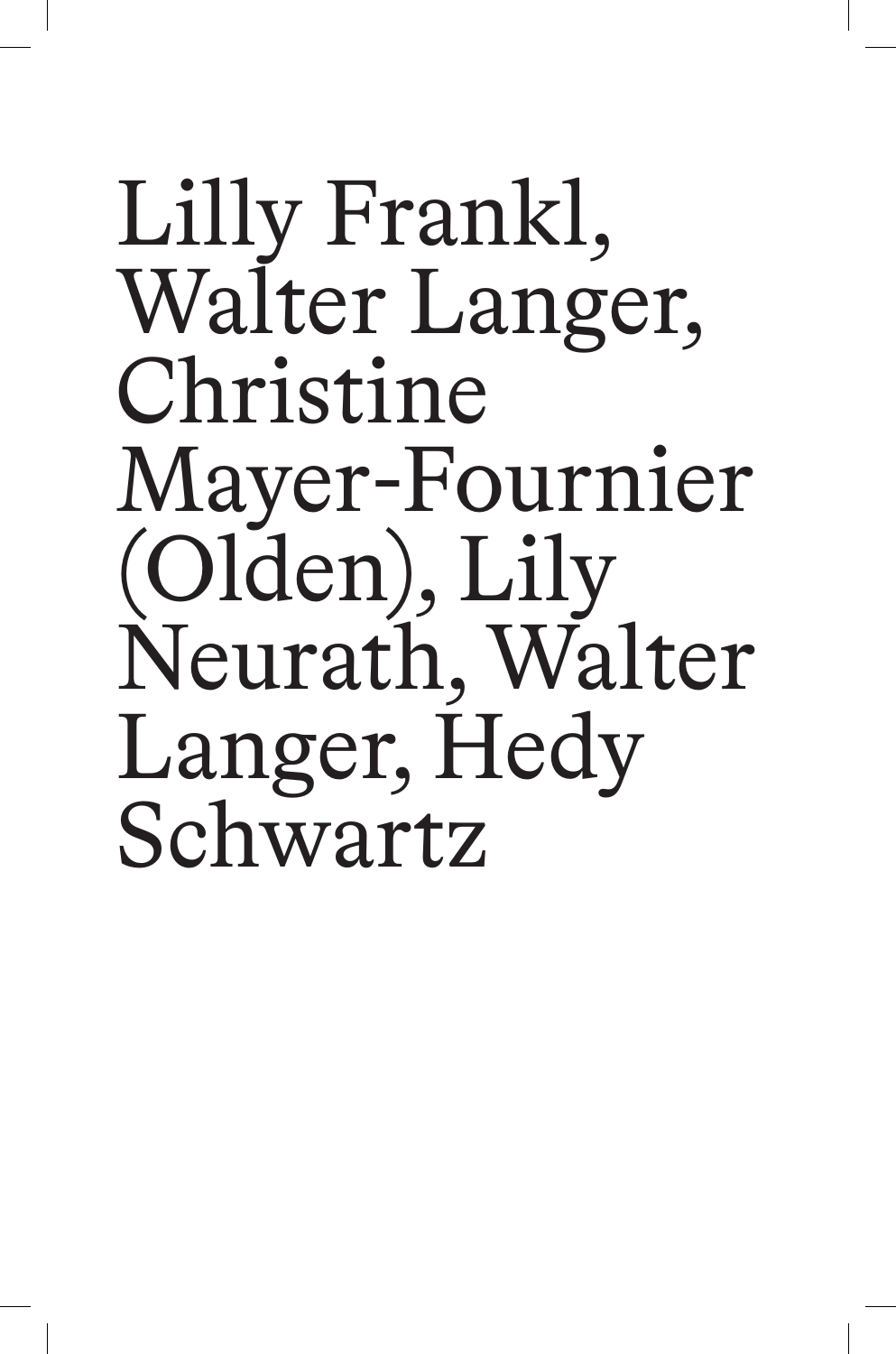# Lilly Frankl, Walter Langer, Christine Mayer-Fournier (Olden), Lily Neurath, Walter Langer, Hedy Schwartz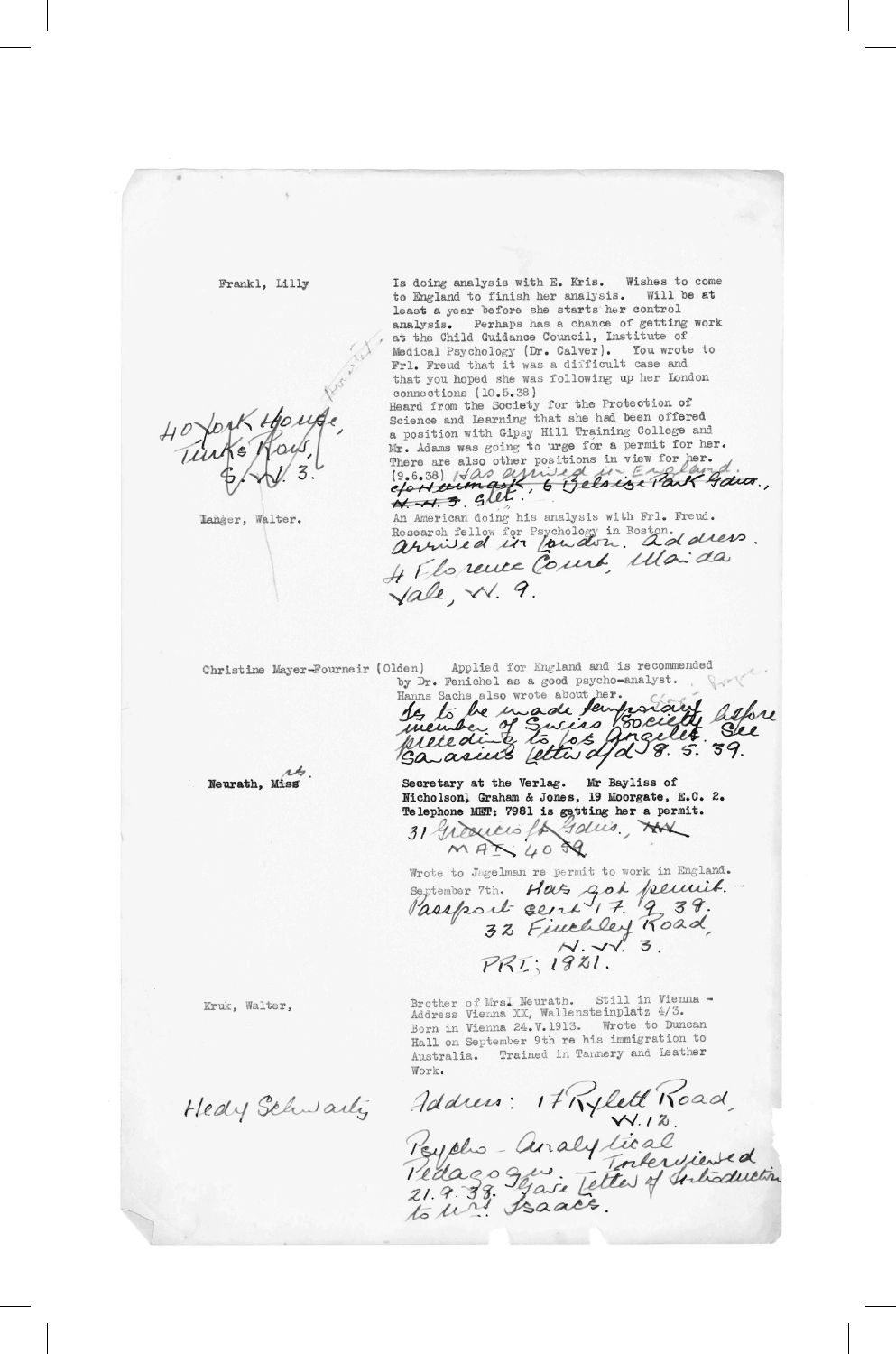Frankl, Lilly

40 York House, Turks Row, S.W. 3.

Is doing analysis with E. Kris. Wishes to come to England to finish her analysis. Will be at least a year before she starts her control analysis. Perhaps has a chance of getting work at the Child Guidance Council, Institute of Medical Psychology (Dr. Calver). You wrote to Frl. Freud that it was a difficult case and that you hoped she was following up her London connections (10.5.38)
Heard from the Society for the Protection of Science and Learning that she had been offered a position with Gipsy Hill Training College and Mr. Adams was going to urge for a permit for her. There are also other positions in view for her. (9.6.38) Has arrived in England. ~~c/o Hartmann, 6 Belsize Park Gdns., N.W.3. 3 lett.~~

Langer, Walter.

An American doing his analysis with Frl. Freud. Research fellow for Psychology in Boston. Arrived in London. Address. 4 Florence Court, Maida Vale, W. 9.

Christine Mayer-Fourneir (Olden)

Applied for England and is recommended by Dr. Fenichel as a good psycho-analyst. Hanns Sachs also wrote about her.
Is to be made temporary member of Swiss Society before proceeding to Los Angeles. See Sarasin's letter d/d 8. 5. 39.

Neurath, Mrs.

Secretary at the Verlag. Mr Bayliss of Nicholson, Graham & Jones, 19 Moorgate, E.C. 2. Telephone MET: 7981 is getting her a permit.
31 Greencroft Gdns., ~~MAI. 4099~~

Wrote to Jagelman re permit to work in England.
September 7th. Has got permit. - Passport sent 17. 9. 38.
32 Finchley Road, N.W. 3.
PRI: 1821.

Kruk, Walter,

Brother of Mrs. Neurath. Still in Vienna - Address Vienna XX, Wallensteinplatz 4/3. Born in Vienna 24.V.1913. Wrote to Duncan Hall on September 9th re his immigration to Australia. Trained in Tannery and Leather Work.

Hedy Schwartz

Address: 17 Rylett Road, W. 12.
Psycho-Analytical Pedagogue. Interviewed 21. 9. 38. Gave letter of introduction to Mrs Isaacs.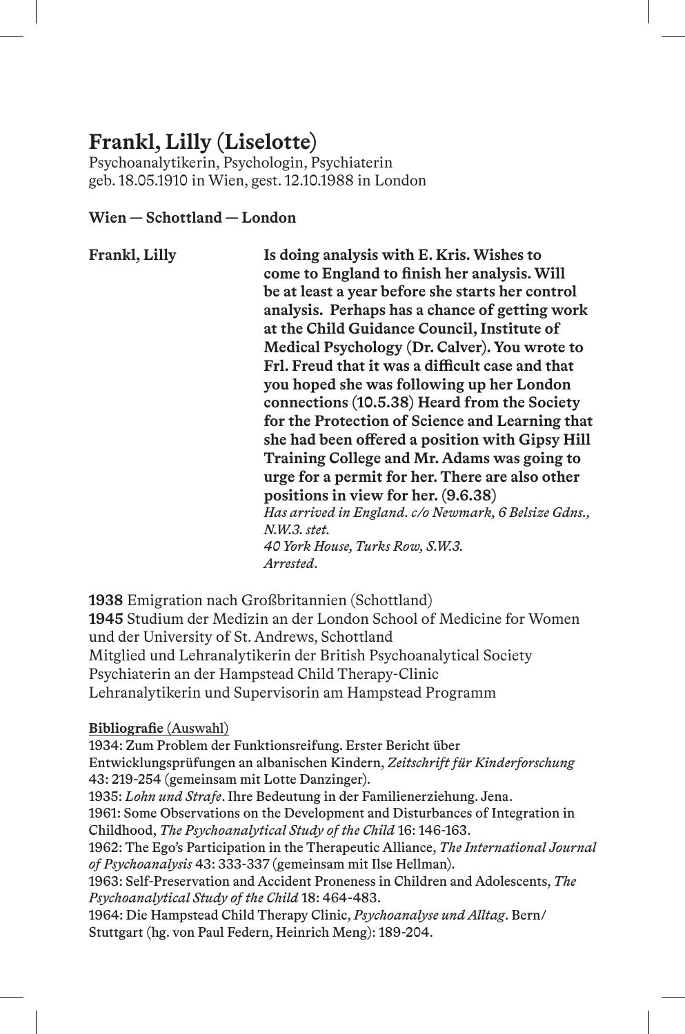# Frankl, Lilly (Liselotte)

Psychoanalytikerin, Psychologin, Psychiaterin
geb. 18.05.1910 in Wien, gest. 12.10.1988 in London

**Wien — Schottland — London**

| | |
|---|---|
| **Frankl, Lilly** | **Is doing analysis with E. Kris. Wishes to come to England to finish her analysis. Will be at least a year before she starts her control analysis. Perhaps has a chance of getting work at the Child Guidance Council, Institute of Medical Psychology (Dr. Calver). You wrote to Frl. Freud that it was a difficult case and that you hoped she was following up her London connections (10.5.38) Heard from the Society for the Protection of Science and Learning that she had been offered a position with Gipsy Hill Training College and Mr. Adams was going to urge for a permit for her. There are also other positions in view for her. (9.6.38)**<br>*Has arrived in England. c/o Newmark, 6 Belsize Gdns., N.W.3. stet.*<br>*40 York House, Turks Row, S.W.3.*<br>*Arrested.* |

**1938** Emigration nach Großbritannien (Schottland)
**1945** Studium der Medizin an der London School of Medicine for Women und der University of St. Andrews, Schottland
Mitglied und Lehranalytikerin der British Psychoanalytical Society
Psychiaterin an der Hampstead Child Therapy-Clinic
Lehranalytikerin und Supervisorin am Hampstead Programm

**Bibliografie** (Auswahl)

1934: Zum Problem der Funktionsreifung. Erster Bericht über Entwicklungsprüfungen an albanischen Kindern, *Zeitschrift für Kinderforschung* 43: 219-254 (gemeinsam mit Lotte Danzinger).
1935: *Lohn und Strafe*. Ihre Bedeutung in der Familienerziehung. Jena.
1961: Some Observations on the Development and Disturbances of Integration in Childhood, *The Psychoanalytical Study of the Child* 16: 146-163.
1962: The Ego's Participation in the Therapeutic Alliance, *The International Journal of Psychoanalysis* 43: 333-337 (gemeinsam mit Ilse Hellman).
1963: Self-Preservation and Accident Proneness in Children and Adolescents, *The Psychoanalytical Study of the Child* 18: 464-483.
1964: Die Hampstead Child Therapy Clinic, *Psychoanalyse und Alltag*. Bern/Stuttgart (hg. von Paul Federn, Heinrich Meng): 189-204.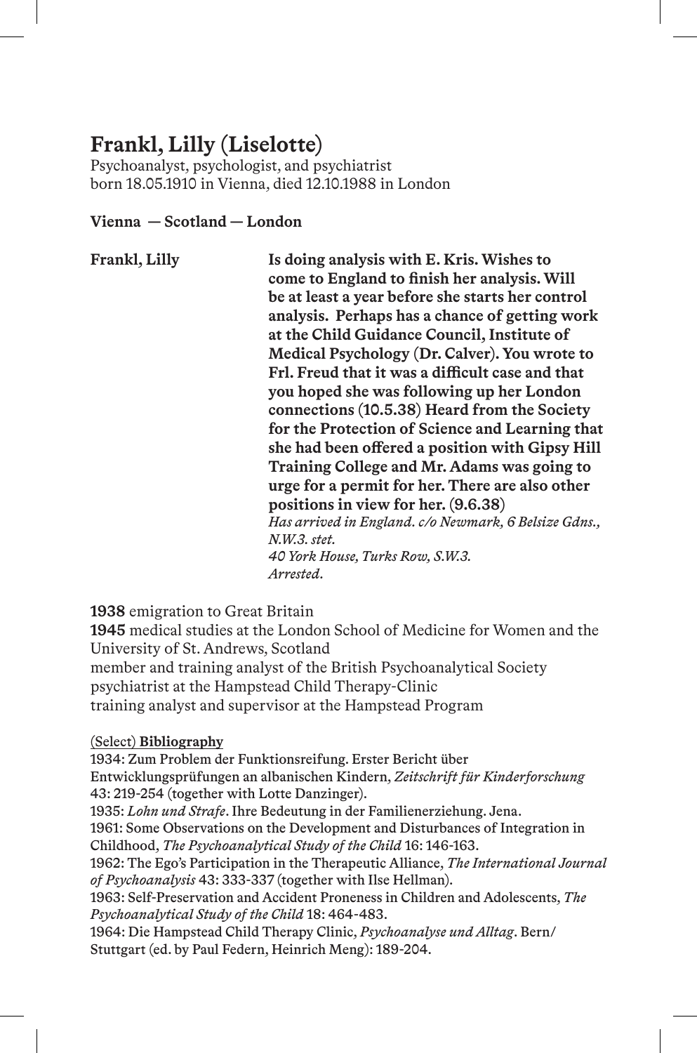# Frankl, Lilly (Liselotte)

Psychoanalyst, psychologist, and psychiatrist
born 18.05.1910 in Vienna, died 12.10.1988 in London

**Vienna — Scotland — London**

| | |
|---|---|
| **Frankl, Lilly** | **Is doing analysis with E. Kris. Wishes to come to England to finish her analysis. Will be at least a year before she starts her control analysis. Perhaps has a chance of getting work at the Child Guidance Council, Institute of Medical Psychology (Dr. Calver). You wrote to Frl. Freud that it was a difficult case and that you hoped she was following up her London connections (10.5.38) Heard from the Society for the Protection of Science and Learning that she had been offered a position with Gipsy Hill Training College and Mr. Adams was going to urge for a permit for her. There are also other positions in view for her. (9.6.38)** *Has arrived in England. c/o Newmark, 6 Belsize Gdns., N.W.3. stet.* *40 York House, Turks Row, S.W.3.* *Arrested.* |

**1938** emigration to Great Britain
**1945** medical studies at the London School of Medicine for Women and the University of St. Andrews, Scotland
member and training analyst of the British Psychoanalytical Society
psychiatrist at the Hampstead Child Therapy-Clinic
training analyst and supervisor at the Hampstead Program

(Select) **Bibliography**

1934: Zum Problem der Funktionsreifung. Erster Bericht über Entwicklungsprüfungen an albanischen Kindern, *Zeitschrift für Kinderforschung* 43: 219-254 (together with Lotte Danzinger).
1935: *Lohn und Strafe*. Ihre Bedeutung in der Familienerziehung. Jena.
1961: Some Observations on the Development and Disturbances of Integration in Childhood, *The Psychoanalytical Study of the Child* 16: 146-163.
1962: The Ego's Participation in the Therapeutic Alliance, *The International Journal of Psychoanalysis* 43: 333-337 (together with Ilse Hellman).
1963: Self-Preservation and Accident Proneness in Children and Adolescents, *The Psychoanalytical Study of the Child* 18: 464-483.
1964: Die Hampstead Child Therapy Clinic, *Psychoanalyse und Alltag*. Bern/Stuttgart (ed. by Paul Federn, Heinrich Meng): 189-204.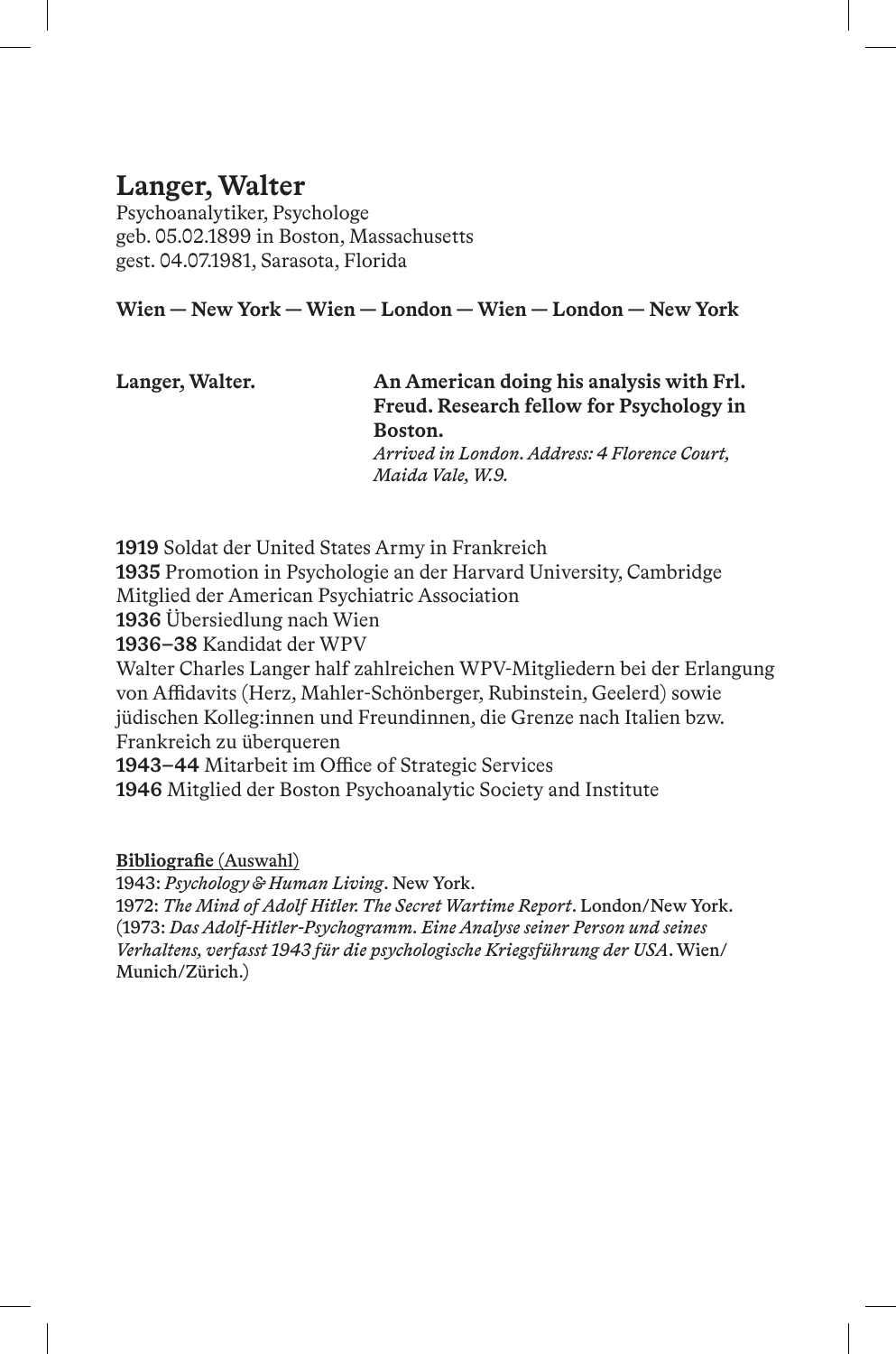# Langer, Walter

Psychoanalytiker, Psychologe
geb. 05.02.1899 in Boston, Massachusetts
gest. 04.07.1981, Sarasota, Florida

**Wien — New York — Wien — London — Wien — London — New York**

| **Langer, Walter.** | **An American doing his analysis with Frl. Freud. Research fellow for Psychology in Boston.** *Arrived in London. Address: 4 Florence Court, Maida Vale, W.9.* |
|---|---|

**1919** Soldat der United States Army in Frankreich
**1935** Promotion in Psychologie an der Harvard University, Cambridge
Mitglied der American Psychiatric Association
**1936** Übersiedlung nach Wien
**1936–38** Kandidat der WPV
Walter Charles Langer half zahlreichen WPV-Mitgliedern bei der Erlangung von Affidavits (Herz, Mahler-Schönberger, Rubinstein, Geelerd) sowie jüdischen Kolleg:innen und Freundinnen, die Grenze nach Italien bzw. Frankreich zu überqueren
**1943–44** Mitarbeit im Office of Strategic Services
**1946** Mitglied der Boston Psychoanalytic Society and Institute

**Bibliografie** (Auswahl)
1943: *Psychology & Human Living*. New York.
1972: *The Mind of Adolf Hitler. The Secret Wartime Report*. London/New York.
(1973: *Das Adolf-Hitler-Psychogramm. Eine Analyse seiner Person und seines Verhaltens, verfasst 1943 für die psychologische Kriegsführung der USA*. Wien/Munich/Zürich.)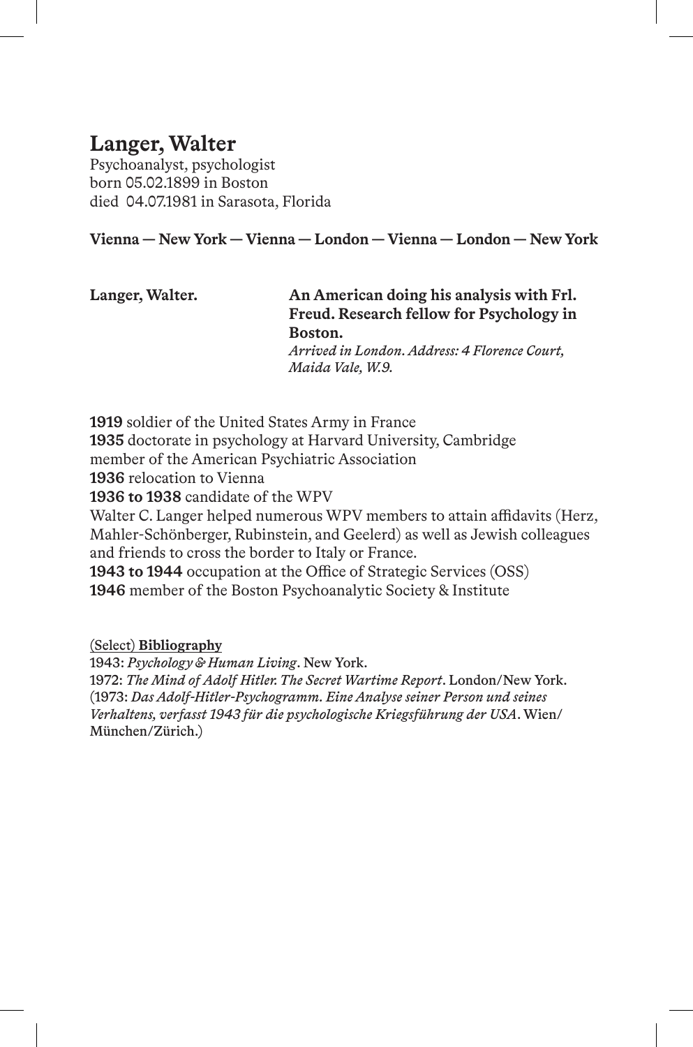## Langer, Walter

Psychoanalyst, psychologist
born 05.02.1899 in Boston
died 04.07.1981 in Sarasota, Florida

**Vienna — New York — Vienna — London — Vienna — London — New York**

**Langer, Walter.** **An American doing his analysis with Frl. Freud. Research fellow for Psychology in Boston.**
*Arrived in London. Address: 4 Florence Court, Maida Vale, W.9.*

**1919** soldier of the United States Army in France
**1935** doctorate in psychology at Harvard University, Cambridge
member of the American Psychiatric Association
**1936** relocation to Vienna
**1936 to 1938** candidate of the WPV
Walter C. Langer helped numerous WPV members to attain affidavits (Herz, Mahler-Schönberger, Rubinstein, and Geelerd) as well as Jewish colleagues and friends to cross the border to Italy or France.
**1943 to 1944** occupation at the Office of Strategic Services (OSS)
**1946** member of the Boston Psychoanalytic Society & Institute

(Select) **Bibliography**

1943: *Psychology & Human Living*. New York.
1972: *The Mind of Adolf Hitler. The Secret Wartime Report*. London/New York.
(1973: *Das Adolf-Hitler-Psychogramm. Eine Analyse seiner Person und seines Verhaltens, verfasst 1943 für die psychologische Kriegsführung der USA*. Wien/München/Zürich.)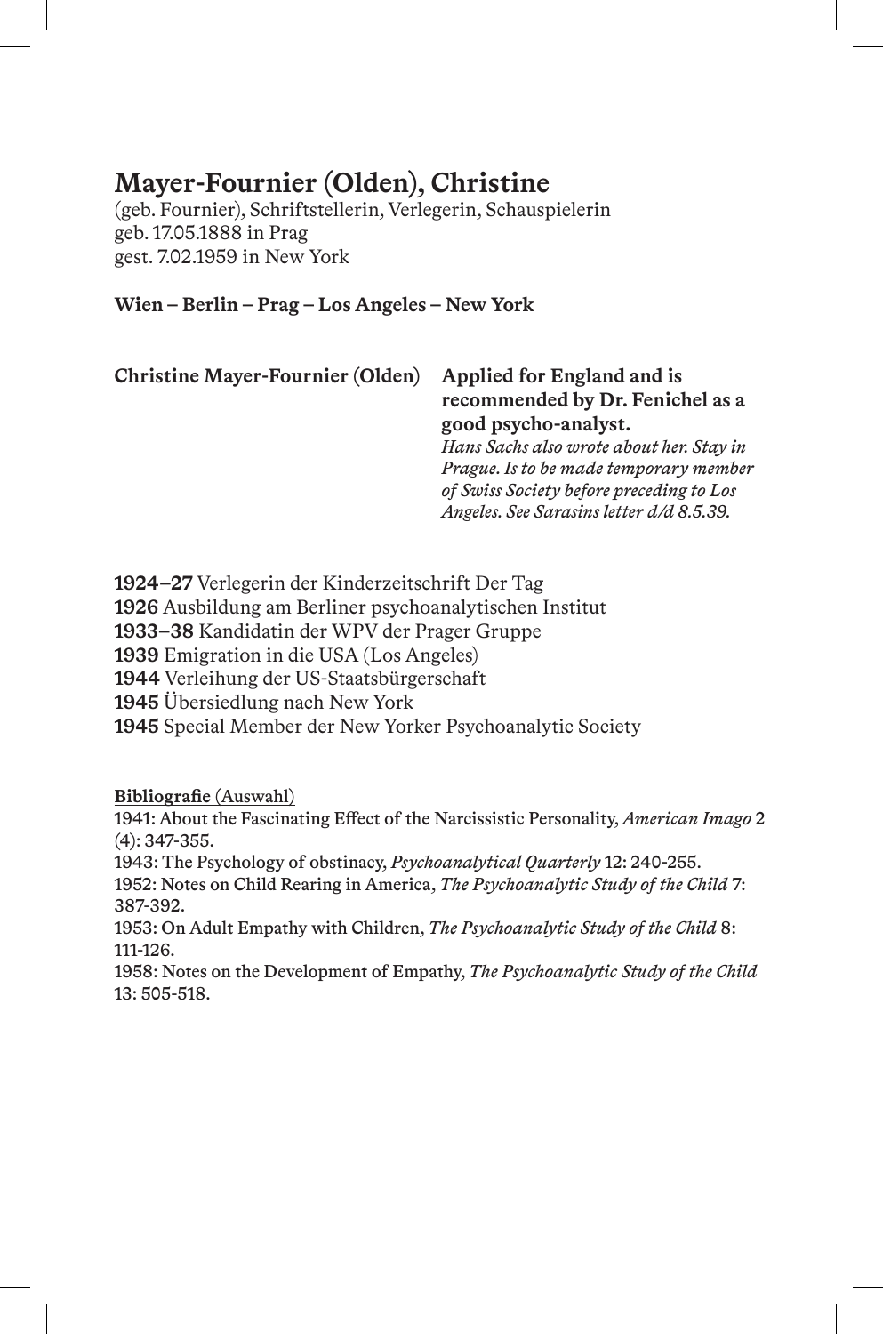# Mayer-Fournier (Olden), Christine

(geb. Fournier), Schriftstellerin, Verlegerin, Schauspielerin
geb. 17.05.1888 in Prag
gest. 7.02.1959 in New York

**Wien – Berlin – Prag – Los Angeles – New York**

**Christine Mayer-Fournier (Olden)** **Applied for England and is recommended by Dr. Fenichel as a good psycho-analyst.**
*Hans Sachs also wrote about her. Stay in Prague. Is to be made temporary member of Swiss Society before preceding to Los Angeles. See Sarasins letter d/d 8.5.39.*

**1924–27** Verlegerin der Kinderzeitschrift Der Tag
**1926** Ausbildung am Berliner psychoanalytischen Institut
**1933–38** Kandidatin der WPV der Prager Gruppe
**1939** Emigration in die USA (Los Angeles)
**1944** Verleihung der US-Staatsbürgerschaft
**1945** Übersiedlung nach New York
**1945** Special Member der New Yorker Psychoanalytic Society

**Bibliografie** (Auswahl)
1941: About the Fascinating Effect of the Narcissistic Personality, *American Imago* 2 (4): 347-355.
1943: The Psychology of obstinacy, *Psychoanalytical Quarterly* 12: 240-255.
1952: Notes on Child Rearing in America, *The Psychoanalytic Study of the Child* 7: 387-392.
1953: On Adult Empathy with Children, *The Psychoanalytic Study of the Child* 8: 111-126.
1958: Notes on the Development of Empathy, *The Psychoanalytic Study of the Child* 13: 505-518.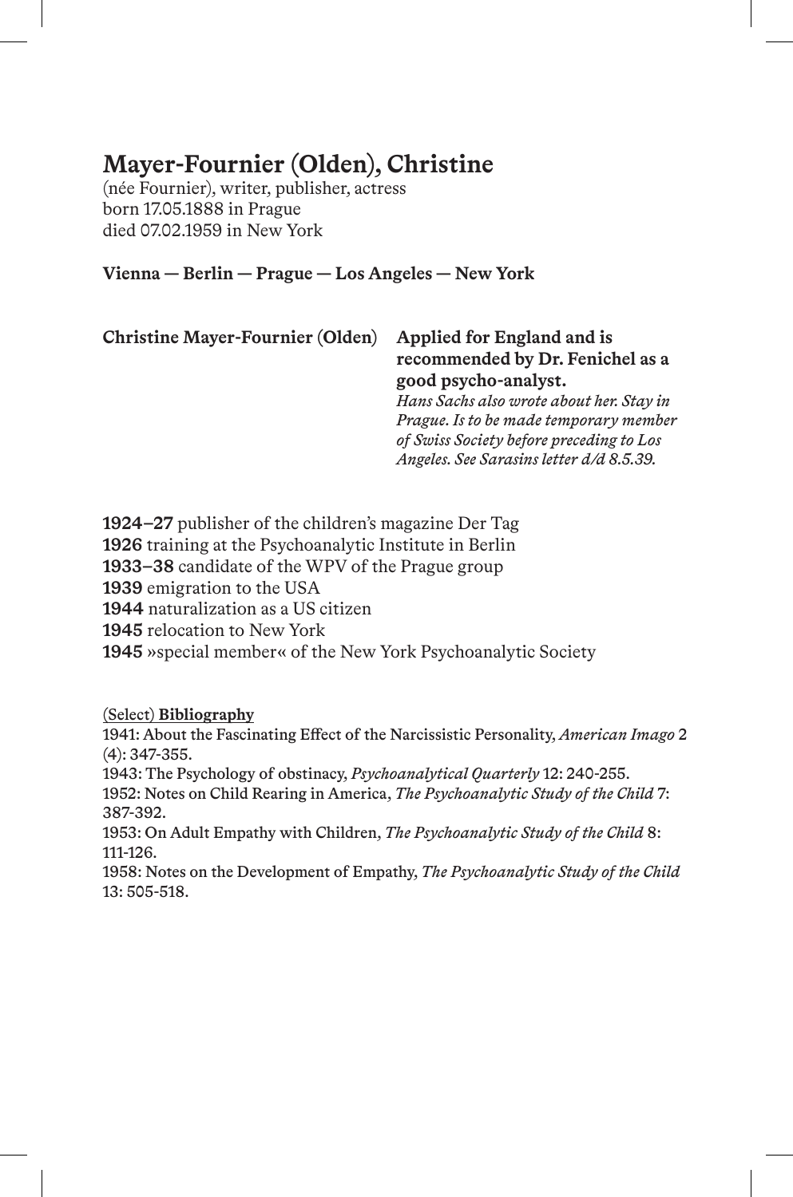# Mayer-Fournier (Olden), Christine

(née Fournier), writer, publisher, actress
born 17.05.1888 in Prague
died 07.02.1959 in New York

**Vienna — Berlin — Prague — Los Angeles — New York**

| **Christine Mayer-Fournier (Olden)** | **Applied for England and is recommended by Dr. Fenichel as a good psycho-analyst.** *Hans Sachs also wrote about her. Stay in Prague. Is to be made temporary member of Swiss Society before preceding to Los Angeles. See Sarasins letter d/d 8.5.39.* |
|---|---|

**1924–27** publisher of the children's magazine Der Tag
**1926** training at the Psychoanalytic Institute in Berlin
**1933–38** candidate of the WPV of the Prague group
**1939** emigration to the USA
**1944** naturalization as a US citizen
**1945** relocation to New York
**1945** »special member« of the New York Psychoanalytic Society

(Select) **Bibliography**

1941: About the Fascinating Effect of the Narcissistic Personality, *American Imago* 2 (4): 347-355.
1943: The Psychology of obstinacy, *Psychoanalytical Quarterly* 12: 240-255.
1952: Notes on Child Rearing in America, *The Psychoanalytic Study of the Child* 7: 387-392.
1953: On Adult Empathy with Children, *The Psychoanalytic Study of the Child* 8: 111-126.
1958: Notes on the Development of Empathy, *The Psychoanalytic Study of the Child* 13: 505-518.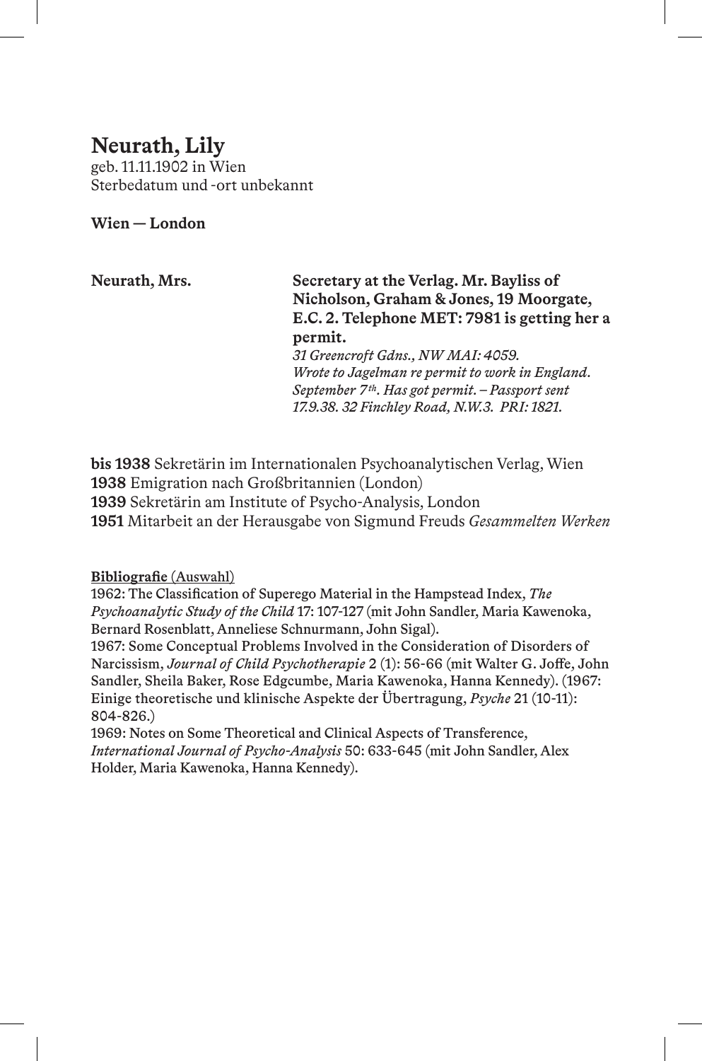# Neurath, Lily

geb. 11.11.1902 in Wien
Sterbedatum und -ort unbekannt

**Wien — London**

| | |
|---|---|
| **Neurath, Mrs.** | **Secretary at the Verlag. Mr. Bayliss of Nicholson, Graham & Jones, 19 Moorgate, E.C. 2. Telephone MET: 7981 is getting her a permit.** *31 Greencroft Gdns., NW MAI: 4059. Wrote to Jagelman re permit to work in England. September 7th. Has got permit. – Passport sent 17.9.38. 32 Finchley Road, N.W.3. PRI: 1821.* |

**bis 1938** Sekretärin im Internationalen Psychoanalytischen Verlag, Wien
**1938** Emigration nach Großbritannien (London)
**1939** Sekretärin am Institute of Psycho-Analysis, London
**1951** Mitarbeit an der Herausgabe von Sigmund Freuds *Gesammelten Werken*

**Bibliografie** (Auswahl)
1962: The Classification of Superego Material in the Hampstead Index, *The Psychoanalytic Study of the Child* 17: 107-127 (mit John Sandler, Maria Kawenoka, Bernard Rosenblatt, Anneliese Schnurmann, John Sigal).
1967: Some Conceptual Problems Involved in the Consideration of Disorders of Narcissism, *Journal of Child Psychotherapie* 2 (1): 56-66 (mit Walter G. Joffe, John Sandler, Sheila Baker, Rose Edgcumbe, Maria Kawenoka, Hanna Kennedy). (1967: Einige theoretische und klinische Aspekte der Übertragung, *Psyche* 21 (10-11): 804-826.)
1969: Notes on Some Theoretical and Clinical Aspects of Transference, *International Journal of Psycho-Analysis* 50: 633-645 (mit John Sandler, Alex Holder, Maria Kawenoka, Hanna Kennedy).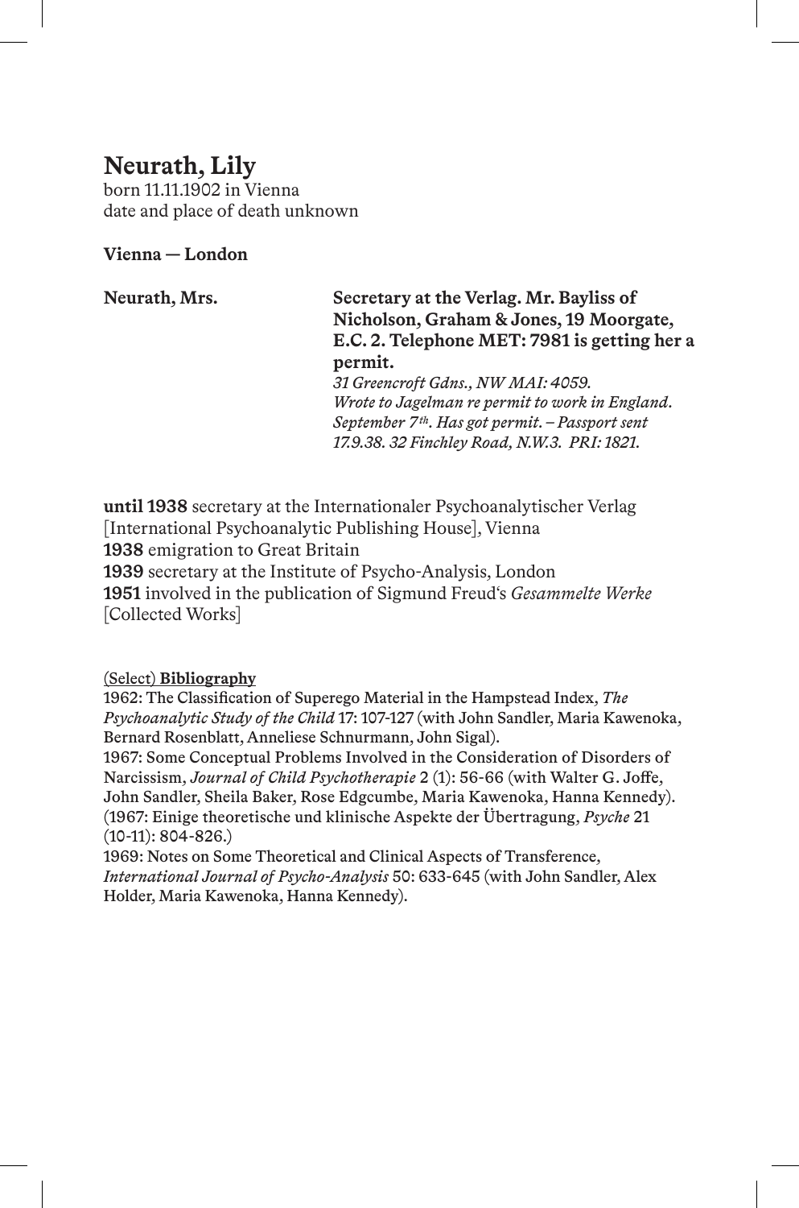# Neurath, Lily

born 11.11.1902 in Vienna
date and place of death unknown

**Vienna — London**

| | |
|---|---|
| **Neurath, Mrs.** | **Secretary at the Verlag. Mr. Bayliss of Nicholson, Graham & Jones, 19 Moorgate, E.C. 2. Telephone MET: 7981 is getting her a permit.** *31 Greencroft Gdns., NW MAI: 4059. Wrote to Jagelman re permit to work in England. September 7th. Has got permit. – Passport sent 17.9.38. 32 Finchley Road, N.W.3. PRI: 1821.* |

**until 1938** secretary at the Internationaler Psychoanalytischer Verlag [International Psychoanalytic Publishing House], Vienna
**1938** emigration to Great Britain
**1939** secretary at the Institute of Psycho-Analysis, London
**1951** involved in the publication of Sigmund Freud's *Gesammelte Werke* [Collected Works]

(Select) **Bibliography**

1962: The Classification of Superego Material in the Hampstead Index, *The Psychoanalytic Study of the Child* 17: 107-127 (with John Sandler, Maria Kawenoka, Bernard Rosenblatt, Anneliese Schnurmann, John Sigal).
1967: Some Conceptual Problems Involved in the Consideration of Disorders of Narcissism, *Journal of Child Psychotherapie* 2 (1): 56-66 (with Walter G. Joffe, John Sandler, Sheila Baker, Rose Edgcumbe, Maria Kawenoka, Hanna Kennedy).
(1967: Einige theoretische und klinische Aspekte der Übertragung, *Psyche* 21 (10-11): 804-826.)
1969: Notes on Some Theoretical and Clinical Aspects of Transference, *International Journal of Psycho-Analysis* 50: 633-645 (with John Sandler, Alex Holder, Maria Kawenoka, Hanna Kennedy).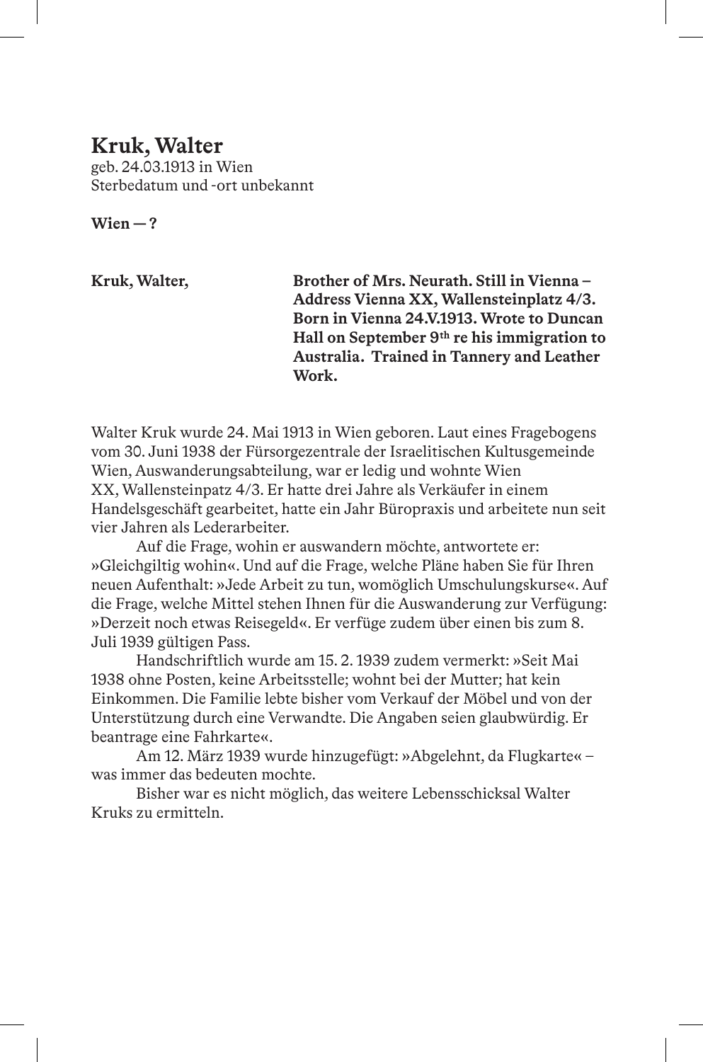## Kruk, Walter

geb. 24.03.1913 in Wien
Sterbedatum und -ort unbekannt

**Wien — ?**

| | |
|---|---|
| **Kruk, Walter,** | **Brother of Mrs. Neurath. Still in Vienna – Address Vienna XX, Wallensteinplatz 4/3. Born in Vienna 24.V.1913. Wrote to Duncan Hall on September 9th re his immigration to Australia. Trained in Tannery and Leather Work.** |

Walter Kruk wurde 24. Mai 1913 in Wien geboren. Laut eines Fragebogens vom 30. Juni 1938 der Fürsorgezentrale der Israelitischen Kultusgemeinde Wien, Auswanderungsabteilung, war er ledig und wohnte Wien XX, Wallensteinpatz 4/3. Er hatte drei Jahre als Verkäufer in einem Handelsgeschäft gearbeitet, hatte ein Jahr Büropraxis und arbeitete nun seit vier Jahren als Lederarbeiter.

Auf die Frage, wohin er auswandern möchte, antwortete er: »Gleichgiltig wohin«. Und auf die Frage, welche Pläne haben Sie für Ihren neuen Aufenthalt: »Jede Arbeit zu tun, womöglich Umschulungskurse«. Auf die Frage, welche Mittel stehen Ihnen für die Auswanderung zur Verfügung: »Derzeit noch etwas Reisegeld«. Er verfüge zudem über einen bis zum 8. Juli 1939 gültigen Pass.

Handschriftlich wurde am 15. 2. 1939 zudem vermerkt: »Seit Mai 1938 ohne Posten, keine Arbeitsstelle; wohnt bei der Mutter; hat kein Einkommen. Die Familie lebte bisher vom Verkauf der Möbel und von der Unterstützung durch eine Verwandte. Die Angaben seien glaubwürdig. Er beantrage eine Fahrkarte«.

Am 12. März 1939 wurde hinzugefügt: »Abgelehnt, da Flugkarte« – was immer das bedeuten mochte.

Bisher war es nicht möglich, das weitere Lebensschicksal Walter Kruks zu ermitteln.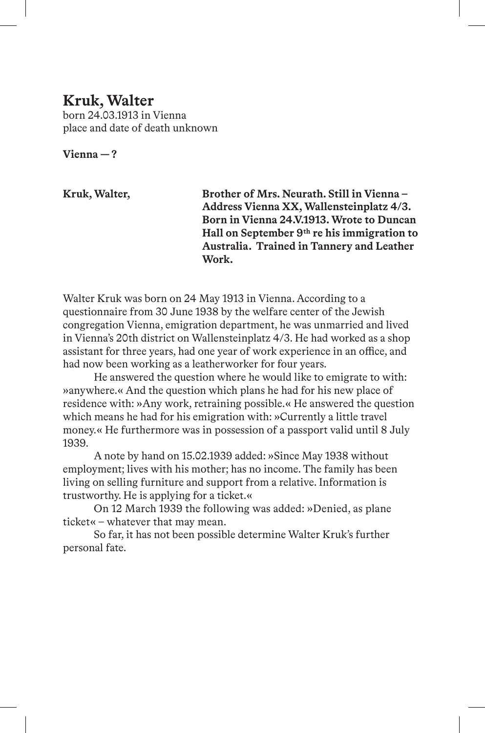## Kruk, Walter

born 24.03.1913 in Vienna
place and date of death unknown

**Vienna — ?**

**Kruk, Walter,** **Brother of Mrs. Neurath. Still in Vienna – Address Vienna XX, Wallensteinplatz 4/3. Born in Vienna 24.V.1913. Wrote to Duncan Hall on September 9th re his immigration to Australia. Trained in Tannery and Leather Work.**

Walter Kruk was born on 24 May 1913 in Vienna. According to a questionnaire from 30 June 1938 by the welfare center of the Jewish congregation Vienna, emigration department, he was unmarried and lived in Vienna's 20th district on Wallensteinplatz 4/3. He had worked as a shop assistant for three years, had one year of work experience in an office, and had now been working as a leatherworker for four years.

He answered the question where he would like to emigrate to with: »anywhere.« And the question which plans he had for his new place of residence with: »Any work, retraining possible.« He answered the question which means he had for his emigration with: »Currently a little travel money.« He furthermore was in possession of a passport valid until 8 July 1939.

A note by hand on 15.02.1939 added: »Since May 1938 without employment; lives with his mother; has no income. The family has been living on selling furniture and support from a relative. Information is trustworthy. He is applying for a ticket.«

On 12 March 1939 the following was added: »Denied, as plane ticket« – whatever that may mean.

So far, it has not been possible determine Walter Kruk's further personal fate.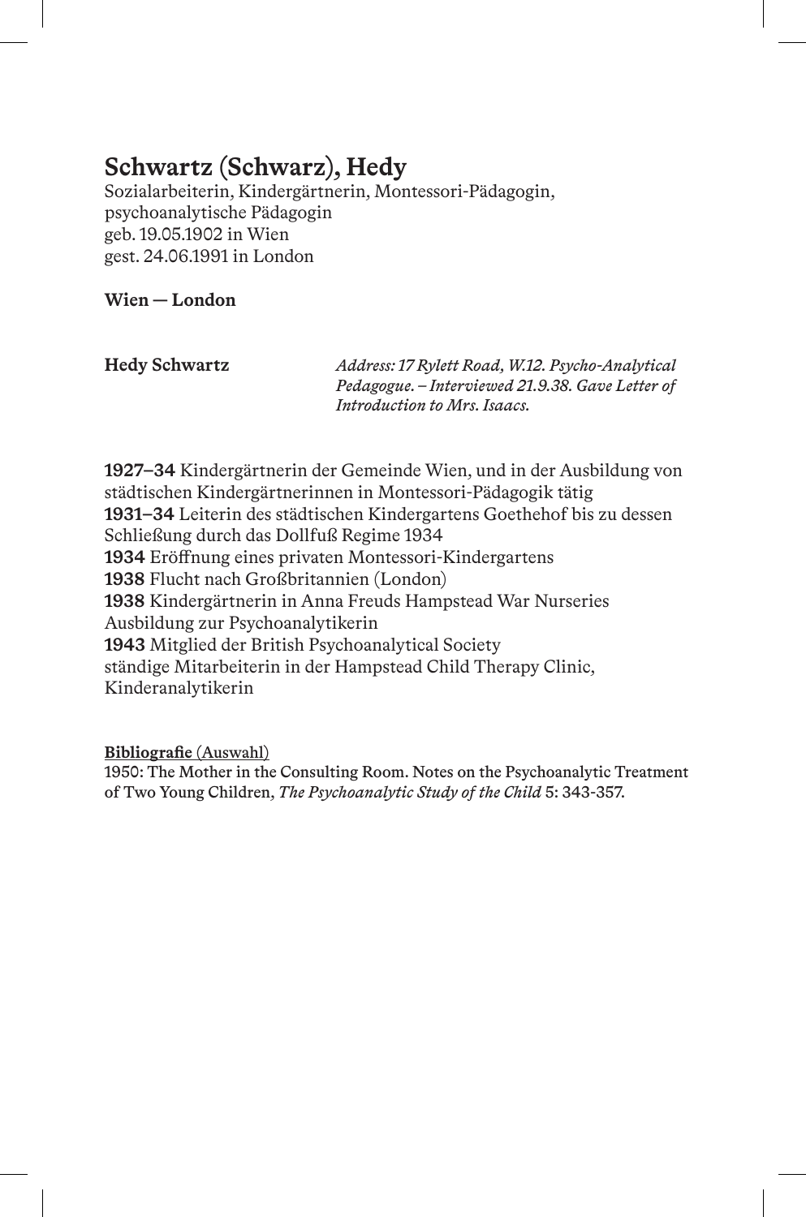# Schwartz (Schwarz), Hedy

Sozialarbeiterin, Kindergärtnerin, Montessori-Pädagogin, psychoanalytische Pädagogin
geb. 19.05.1902 in Wien
gest. 24.06.1991 in London

**Wien — London**

**Hedy Schwartz** *Address: 17 Rylett Road, W.12. Psycho-Analytical Pedagogue. – Interviewed 21.9.38. Gave Letter of Introduction to Mrs. Isaacs.*

**1927–34** Kindergärtnerin der Gemeinde Wien, und in der Ausbildung von städtischen Kindergärtnerinnen in Montessori-Pädagogik tätig
**1931–34** Leiterin des städtischen Kindergartens Goethehof bis zu dessen Schließung durch das Dollfuß Regime 1934
**1934** Eröffnung eines privaten Montessori-Kindergartens
**1938** Flucht nach Großbritannien (London)
**1938** Kindergärtnerin in Anna Freuds Hampstead War Nurseries
Ausbildung zur Psychoanalytikerin
**1943** Mitglied der British Psychoanalytical Society
ständige Mitarbeiterin in der Hampstead Child Therapy Clinic, Kinderanalytikerin

**Bibliografie** (Auswahl)
1950: The Mother in the Consulting Room. Notes on the Psychoanalytic Treatment of Two Young Children, *The Psychoanalytic Study of the Child* 5: 343-357.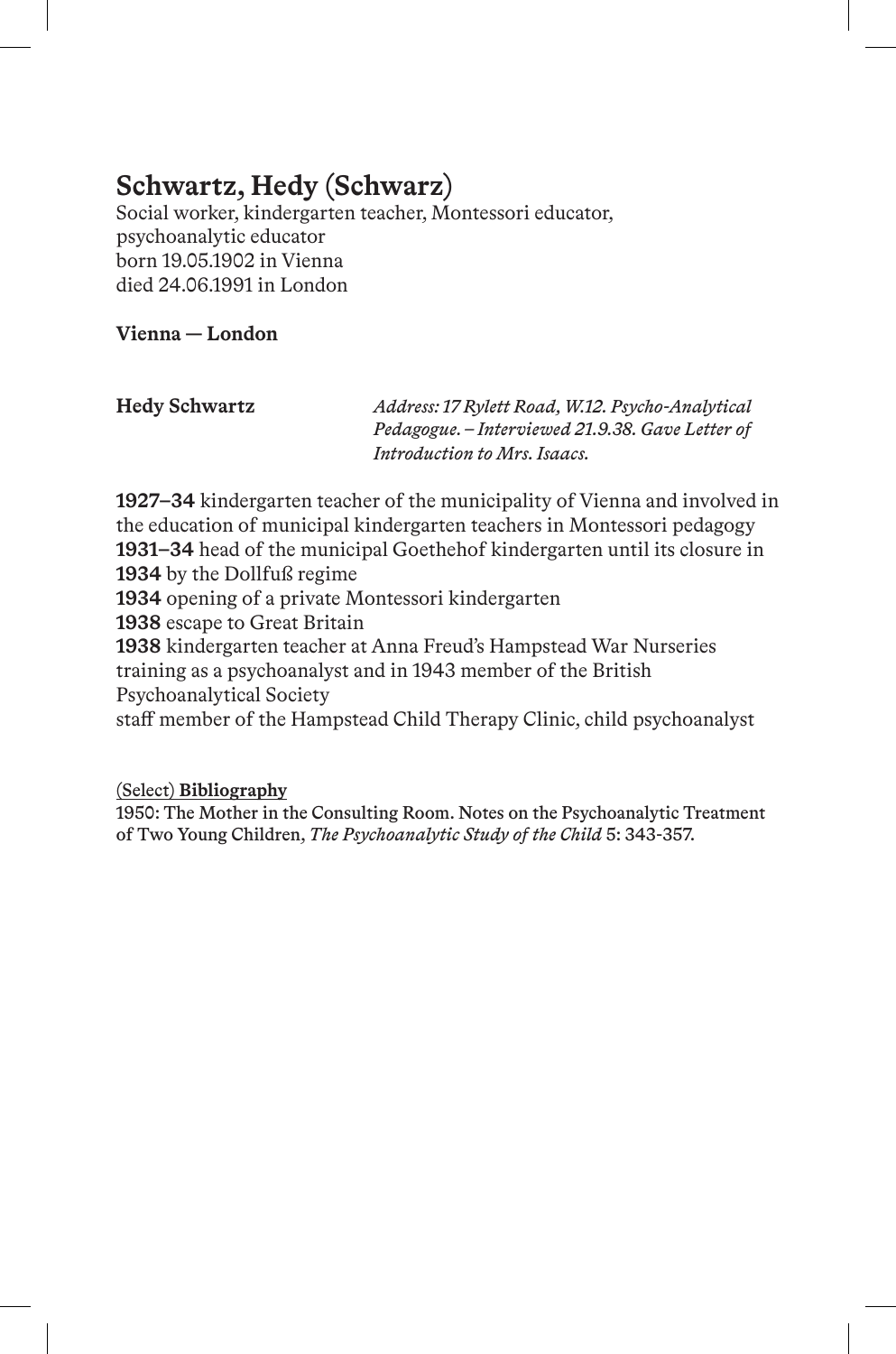# Schwartz, Hedy (Schwarz)

Social worker, kindergarten teacher, Montessori educator, psychoanalytic educator
born 19.05.1902 in Vienna
died 24.06.1991 in London

**Vienna — London**

**Hedy Schwartz** *Address: 17 Rylett Road, W.12. Psycho-Analytical Pedagogue. – Interviewed 21.9.38. Gave Letter of Introduction to Mrs. Isaacs.*

**1927–34** kindergarten teacher of the municipality of Vienna and involved in the education of municipal kindergarten teachers in Montessori pedagogy
**1931–34** head of the municipal Goethehof kindergarten until its closure in
**1934** by the Dollfuß regime
**1934** opening of a private Montessori kindergarten
**1938** escape to Great Britain
**1938** kindergarten teacher at Anna Freud's Hampstead War Nurseries
training as a psychoanalyst and in 1943 member of the British Psychoanalytical Society
staff member of the Hampstead Child Therapy Clinic, child psychoanalyst

(Select) **Bibliography**

1950: The Mother in the Consulting Room. Notes on the Psychoanalytic Treatment of Two Young Children, *The Psychoanalytic Study of the Child* 5: 343-357.